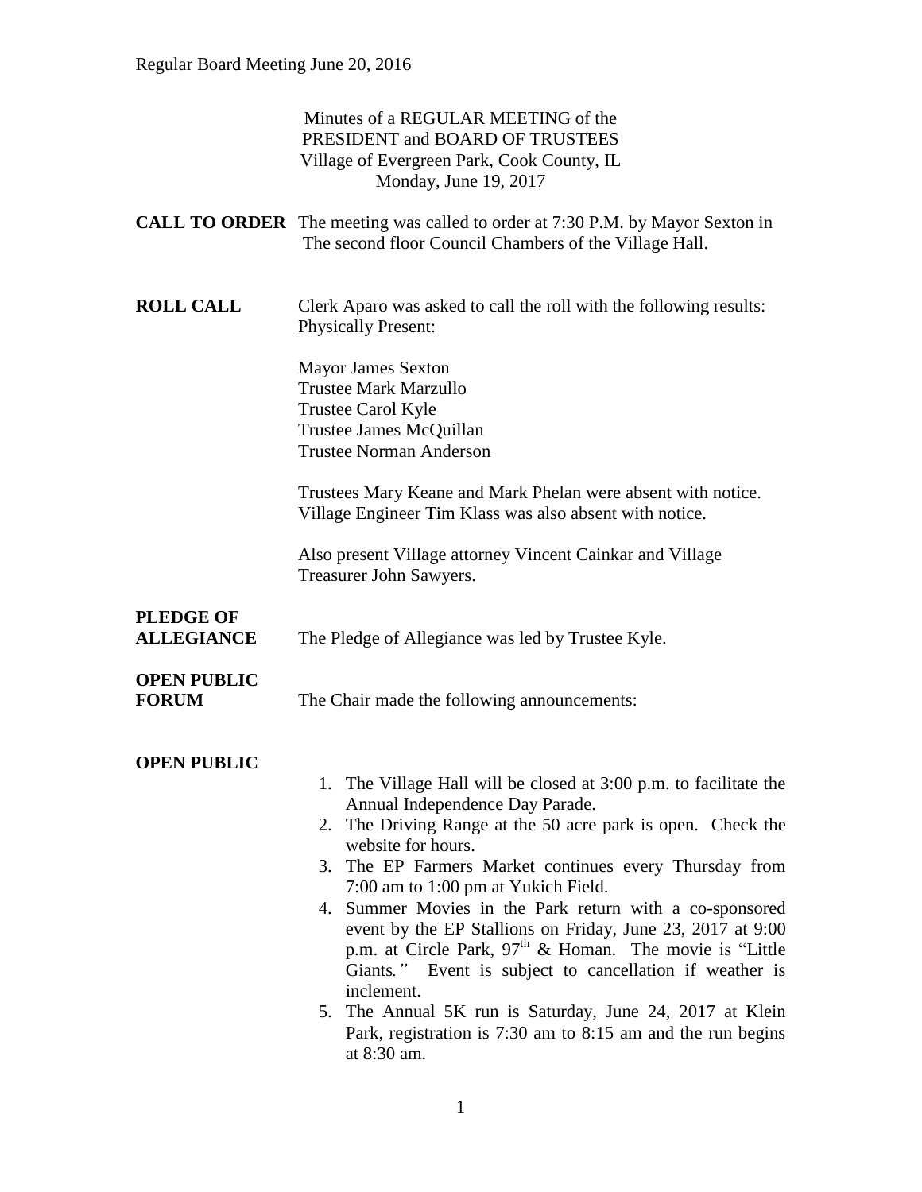Minutes of a REGULAR MEETING of the
PRESIDENT and BOARD OF TRUSTEES
Village of Evergreen Park, Cook County, IL
Monday, June 19, 2017

**CALL TO ORDER** The meeting was called to order at 7:30 P.M. by Mayor Sexton in The second floor Council Chambers of the Village Hall.

**ROLL CALL** Clerk Aparo was asked to call the roll with the following results:
Physically Present:

Mayor James Sexton
Trustee Mark Marzullo
Trustee Carol Kyle
Trustee James McQuillan
Trustee Norman Anderson

Trustees Mary Keane and Mark Phelan were absent with notice. Village Engineer Tim Klass was also absent with notice.

Also present Village attorney Vincent Cainkar and Village Treasurer John Sawyers.

**PLEDGE OF ALLEGIANCE** The Pledge of Allegiance was led by Trustee Kyle.

**OPEN PUBLIC FORUM** The Chair made the following announcements:

**OPEN PUBLIC**

1. The Village Hall will be closed at 3:00 p.m. to facilitate the Annual Independence Day Parade.
2. The Driving Range at the 50 acre park is open. Check the website for hours.
3. The EP Farmers Market continues every Thursday from 7:00 am to 1:00 pm at Yukich Field.
4. Summer Movies in the Park return with a co-sponsored event by the EP Stallions on Friday, June 23, 2017 at 9:00 p.m. at Circle Park, 97th & Homan. The movie is "Little Giants*.*" Event is subject to cancellation if weather is inclement.
5. The Annual 5K run is Saturday, June 24, 2017 at Klein Park, registration is 7:30 am to 8:15 am and the run begins at 8:30 am.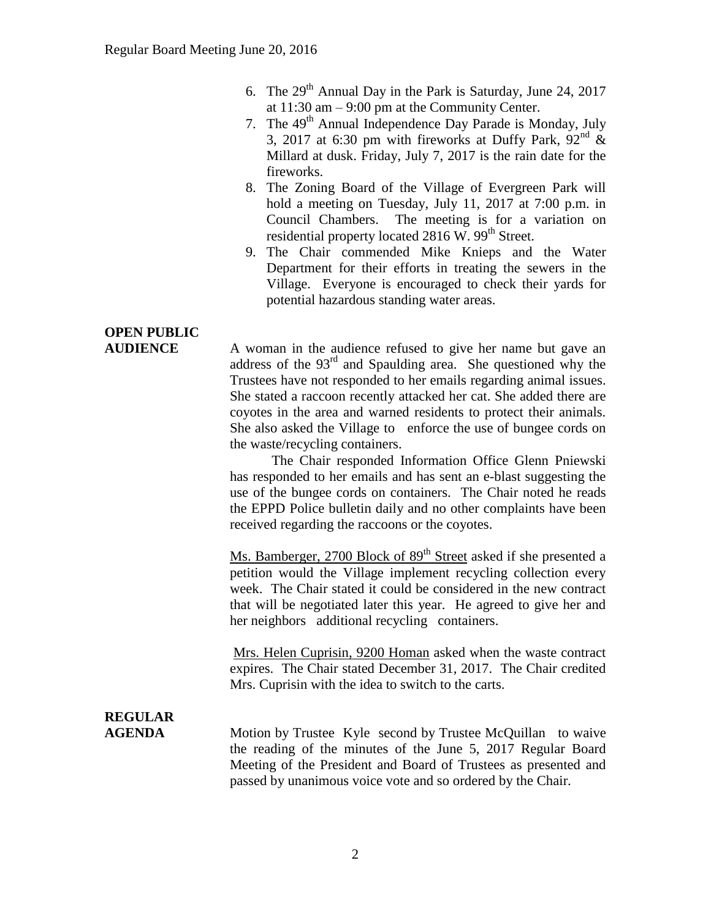6. The 29th Annual Day in the Park is Saturday, June 24, 2017 at 11:30 am – 9:00 pm at the Community Center.
7. The 49th Annual Independence Day Parade is Monday, July 3, 2017 at 6:30 pm with fireworks at Duffy Park, 92nd & Millard at dusk. Friday, July 7, 2017 is the rain date for the fireworks.
8. The Zoning Board of the Village of Evergreen Park will hold a meeting on Tuesday, July 11, 2017 at 7:00 p.m. in Council Chambers. The meeting is for a variation on residential property located 2816 W. 99th Street.
9. The Chair commended Mike Knieps and the Water Department for their efforts in treating the sewers in the Village. Everyone is encouraged to check their yards for potential hazardous standing water areas.

**OPEN PUBLIC AUDIENCE**

A woman in the audience refused to give her name but gave an address of the 93rd and Spaulding area. She questioned why the Trustees have not responded to her emails regarding animal issues. She stated a raccoon recently attacked her cat. She added there are coyotes in the area and warned residents to protect their animals. She also asked the Village to enforce the use of bungee cords on the waste/recycling containers.

The Chair responded Information Office Glenn Pniewski has responded to her emails and has sent an e-blast suggesting the use of the bungee cords on containers. The Chair noted he reads the EPPD Police bulletin daily and no other complaints have been received regarding the raccoons or the coyotes.

Ms. Bamberger, 2700 Block of 89th Street asked if she presented a petition would the Village implement recycling collection every week. The Chair stated it could be considered in the new contract that will be negotiated later this year. He agreed to give her and her neighbors additional recycling containers.

Mrs. Helen Cuprisin, 9200 Homan asked when the waste contract expires. The Chair stated December 31, 2017. The Chair credited Mrs. Cuprisin with the idea to switch to the carts.

**REGULAR AGENDA**

Motion by Trustee Kyle second by Trustee McQuillan to waive the reading of the minutes of the June 5, 2017 Regular Board Meeting of the President and Board of Trustees as presented and passed by unanimous voice vote and so ordered by the Chair.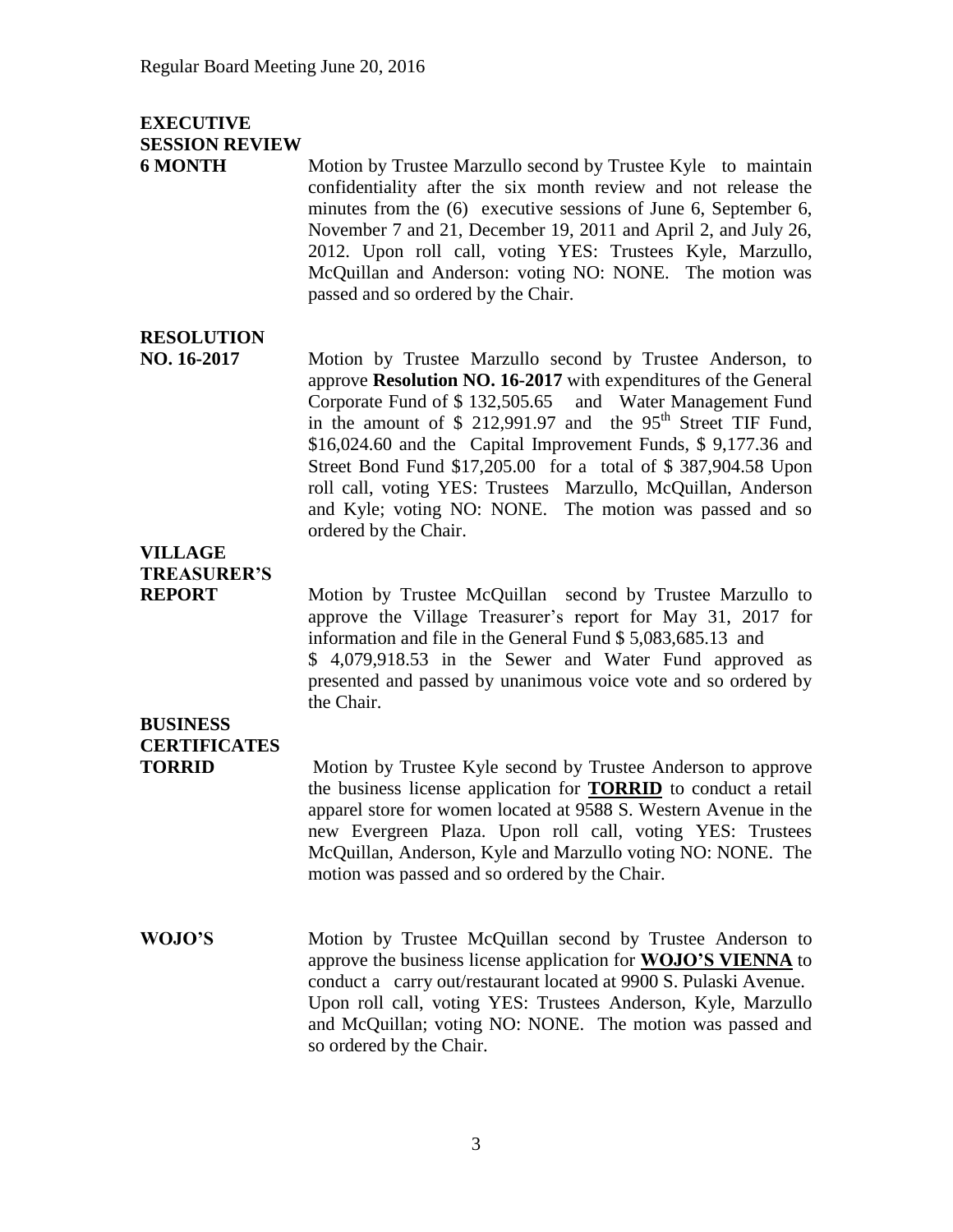**EXECUTIVE SESSION REVIEW 6 MONTH**

Motion by Trustee Marzullo second by Trustee Kyle to maintain confidentiality after the six month review and not release the minutes from the (6) executive sessions of June 6, September 6, November 7 and 21, December 19, 2011 and April 2, and July 26, 2012. Upon roll call, voting YES: Trustees Kyle, Marzullo, McQuillan and Anderson: voting NO: NONE. The motion was passed and so ordered by the Chair.

**RESOLUTION NO. 16-2017**

Motion by Trustee Marzullo second by Trustee Anderson, to approve **Resolution NO. 16-2017** with expenditures of the General Corporate Fund of $ 132,505.65 and Water Management Fund in the amount of $ 212,991.97 and the 95th Street TIF Fund, $16,024.60 and the Capital Improvement Funds, $ 9,177.36 and Street Bond Fund $17,205.00 for a total of $ 387,904.58 Upon roll call, voting YES: Trustees Marzullo, McQuillan, Anderson and Kyle; voting NO: NONE. The motion was passed and so ordered by the Chair.

**VILLAGE TREASURER'S REPORT**

Motion by Trustee McQuillan second by Trustee Marzullo to approve the Village Treasurer's report for May 31, 2017 for information and file in the General Fund $ 5,083,685.13 and $ 4,079,918.53 in the Sewer and Water Fund approved as presented and passed by unanimous voice vote and so ordered by the Chair.

**BUSINESS CERTIFICATES**

**TORRID**

Motion by Trustee Kyle second by Trustee Anderson to approve the business license application for **TORRID** to conduct a retail apparel store for women located at 9588 S. Western Avenue in the new Evergreen Plaza. Upon roll call, voting YES: Trustees McQuillan, Anderson, Kyle and Marzullo voting NO: NONE. The motion was passed and so ordered by the Chair.

**WOJO'S**

Motion by Trustee McQuillan second by Trustee Anderson to approve the business license application for **WOJO'S VIENNA** to conduct a carry out/restaurant located at 9900 S. Pulaski Avenue. Upon roll call, voting YES: Trustees Anderson, Kyle, Marzullo and McQuillan; voting NO: NONE. The motion was passed and so ordered by the Chair.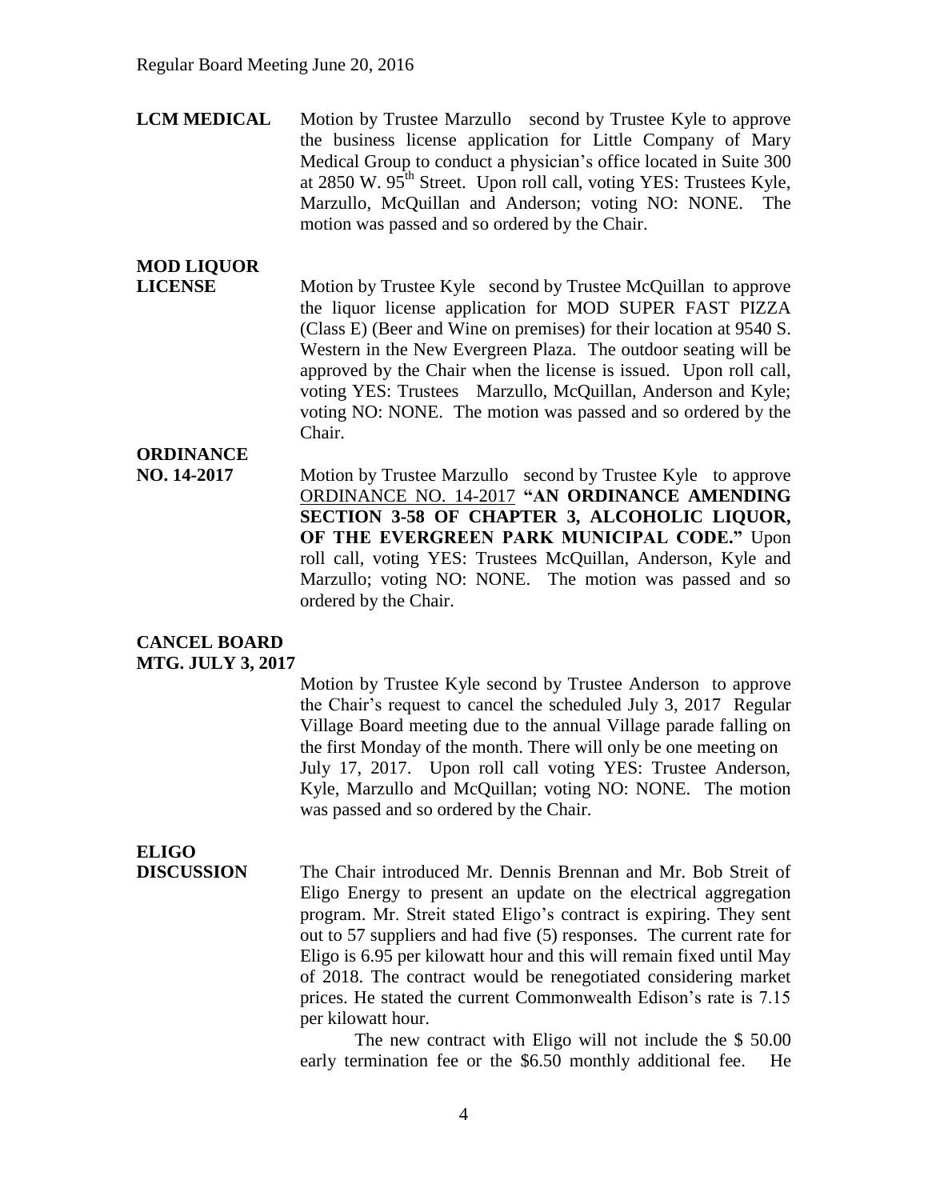**LCM MEDICAL** Motion by Trustee Marzullo second by Trustee Kyle to approve the business license application for Little Company of Mary Medical Group to conduct a physician's office located in Suite 300 at 2850 W. 95th Street. Upon roll call, voting YES: Trustees Kyle, Marzullo, McQuillan and Anderson; voting NO: NONE. The motion was passed and so ordered by the Chair.

**MOD LIQUOR LICENSE** Motion by Trustee Kyle second by Trustee McQuillan to approve the liquor license application for MOD SUPER FAST PIZZA (Class E) (Beer and Wine on premises) for their location at 9540 S. Western in the New Evergreen Plaza. The outdoor seating will be approved by the Chair when the license is issued. Upon roll call, voting YES: Trustees Marzullo, McQuillan, Anderson and Kyle; voting NO: NONE. The motion was passed and so ordered by the Chair.

**ORDINANCE NO. 14-2017** Motion by Trustee Marzullo second by Trustee Kyle to approve ORDINANCE NO. 14-2017 **"AN ORDINANCE AMENDING SECTION 3-58 OF CHAPTER 3, ALCOHOLIC LIQUOR, OF THE EVERGREEN PARK MUNICIPAL CODE."** Upon roll call, voting YES: Trustees McQuillan, Anderson, Kyle and Marzullo; voting NO: NONE. The motion was passed and so ordered by the Chair.

**CANCEL BOARD MTG. JULY 3, 2017**

Motion by Trustee Kyle second by Trustee Anderson to approve the Chair's request to cancel the scheduled July 3, 2017 Regular Village Board meeting due to the annual Village parade falling on the first Monday of the month. There will only be one meeting on July 17, 2017. Upon roll call voting YES: Trustee Anderson, Kyle, Marzullo and McQuillan; voting NO: NONE. The motion was passed and so ordered by the Chair.

**ELIGO DISCUSSION** The Chair introduced Mr. Dennis Brennan and Mr. Bob Streit of Eligo Energy to present an update on the electrical aggregation program. Mr. Streit stated Eligo's contract is expiring. They sent out to 57 suppliers and had five (5) responses. The current rate for Eligo is 6.95 per kilowatt hour and this will remain fixed until May of 2018. The contract would be renegotiated considering market prices. He stated the current Commonwealth Edison's rate is 7.15 per kilowatt hour.

The new contract with Eligo will not include the $ 50.00 early termination fee or the $6.50 monthly additional fee. He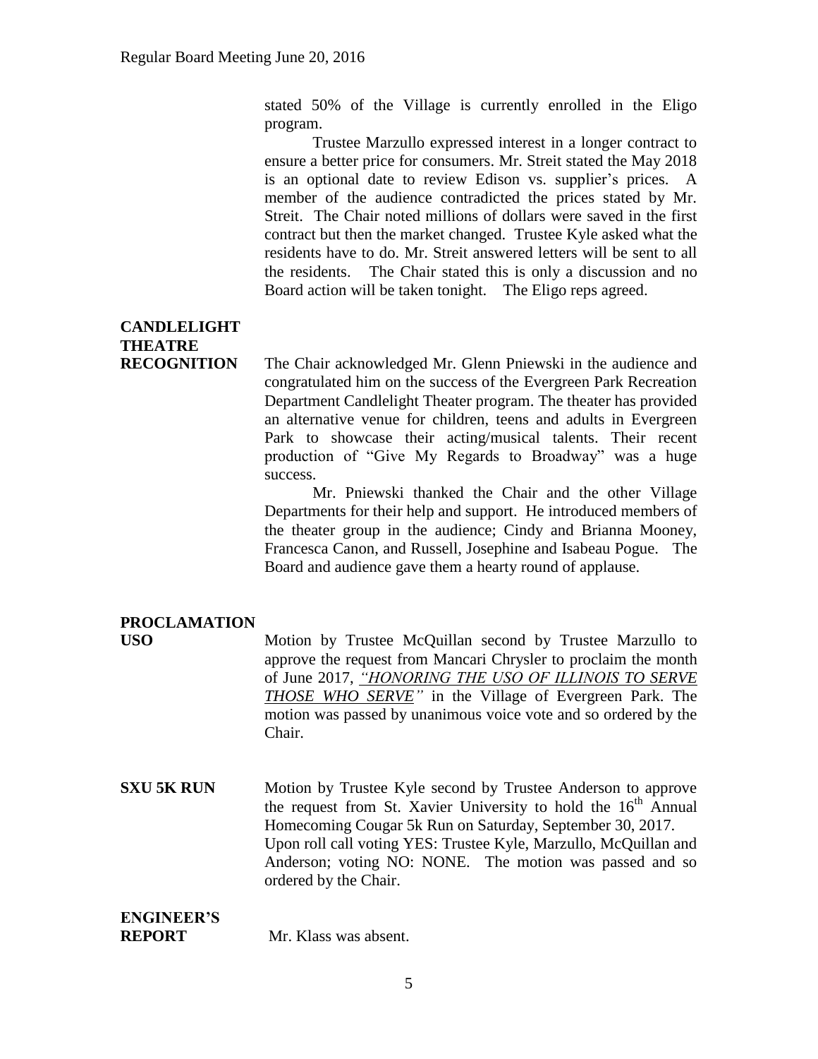stated 50% of the Village is currently enrolled in the Eligo program.

Trustee Marzullo expressed interest in a longer contract to ensure a better price for consumers. Mr. Streit stated the May 2018 is an optional date to review Edison vs. supplier's prices. A member of the audience contradicted the prices stated by Mr. Streit. The Chair noted millions of dollars were saved in the first contract but then the market changed. Trustee Kyle asked what the residents have to do. Mr. Streit answered letters will be sent to all the residents. The Chair stated this is only a discussion and no Board action will be taken tonight. The Eligo reps agreed.

**CANDLELIGHT THEATRE RECOGNITION**

The Chair acknowledged Mr. Glenn Pniewski in the audience and congratulated him on the success of the Evergreen Park Recreation Department Candlelight Theater program. The theater has provided an alternative venue for children, teens and adults in Evergreen Park to showcase their acting/musical talents. Their recent production of "Give My Regards to Broadway" was a huge success.

Mr. Pniewski thanked the Chair and the other Village Departments for their help and support. He introduced members of the theater group in the audience; Cindy and Brianna Mooney, Francesca Canon, and Russell, Josephine and Isabeau Pogue. The Board and audience gave them a hearty round of applause.

**PROCLAMATION USO**

Motion by Trustee McQuillan second by Trustee Marzullo to approve the request from Mancari Chrysler to proclaim the month of June 2017, *"HONORING THE USO OF ILLINOIS TO SERVE THOSE WHO SERVE"* in the Village of Evergreen Park. The motion was passed by unanimous voice vote and so ordered by the Chair.

**SXU 5K RUN**

Motion by Trustee Kyle second by Trustee Anderson to approve the request from St. Xavier University to hold the 16th Annual Homecoming Cougar 5k Run on Saturday, September 30, 2017. Upon roll call voting YES: Trustee Kyle, Marzullo, McQuillan and Anderson; voting NO: NONE. The motion was passed and so ordered by the Chair.

**ENGINEER'S REPORT**

Mr. Klass was absent.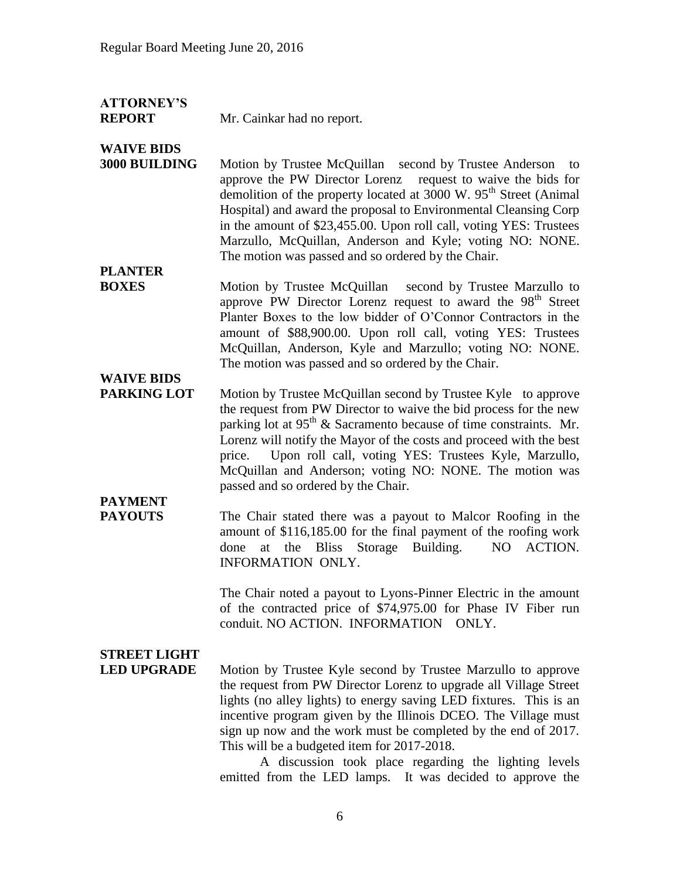**ATTORNEY'S REPORT** Mr. Cainkar had no report.

**WAIVE BIDS 3000 BUILDING** Motion by Trustee McQuillan second by Trustee Anderson to approve the PW Director Lorenz request to waive the bids for demolition of the property located at 3000 W. 95th Street (Animal Hospital) and award the proposal to Environmental Cleansing Corp in the amount of $23,455.00. Upon roll call, voting YES: Trustees Marzullo, McQuillan, Anderson and Kyle; voting NO: NONE. The motion was passed and so ordered by the Chair.

**PLANTER BOXES** Motion by Trustee McQuillan second by Trustee Marzullo to approve PW Director Lorenz request to award the 98th Street Planter Boxes to the low bidder of O'Connor Contractors in the amount of $88,900.00. Upon roll call, voting YES: Trustees McQuillan, Anderson, Kyle and Marzullo; voting NO: NONE. The motion was passed and so ordered by the Chair.

**WAIVE BIDS PARKING LOT** Motion by Trustee McQuillan second by Trustee Kyle to approve the request from PW Director to waive the bid process for the new parking lot at 95th & Sacramento because of time constraints. Mr. Lorenz will notify the Mayor of the costs and proceed with the best price. Upon roll call, voting YES: Trustees Kyle, Marzullo, McQuillan and Anderson; voting NO: NONE. The motion was passed and so ordered by the Chair.

**PAYMENT PAYOUTS** The Chair stated there was a payout to Malcor Roofing in the amount of $116,185.00 for the final payment of the roofing work done at the Bliss Storage Building. NO ACTION. INFORMATION ONLY.

The Chair noted a payout to Lyons-Pinner Electric in the amount of the contracted price of $74,975.00 for Phase IV Fiber run conduit. NO ACTION. INFORMATION ONLY.

**STREET LIGHT LED UPGRADE** Motion by Trustee Kyle second by Trustee Marzullo to approve the request from PW Director Lorenz to upgrade all Village Street lights (no alley lights) to energy saving LED fixtures. This is an incentive program given by the Illinois DCEO. The Village must sign up now and the work must be completed by the end of 2017. This will be a budgeted item for 2017-2018.

A discussion took place regarding the lighting levels emitted from the LED lamps. It was decided to approve the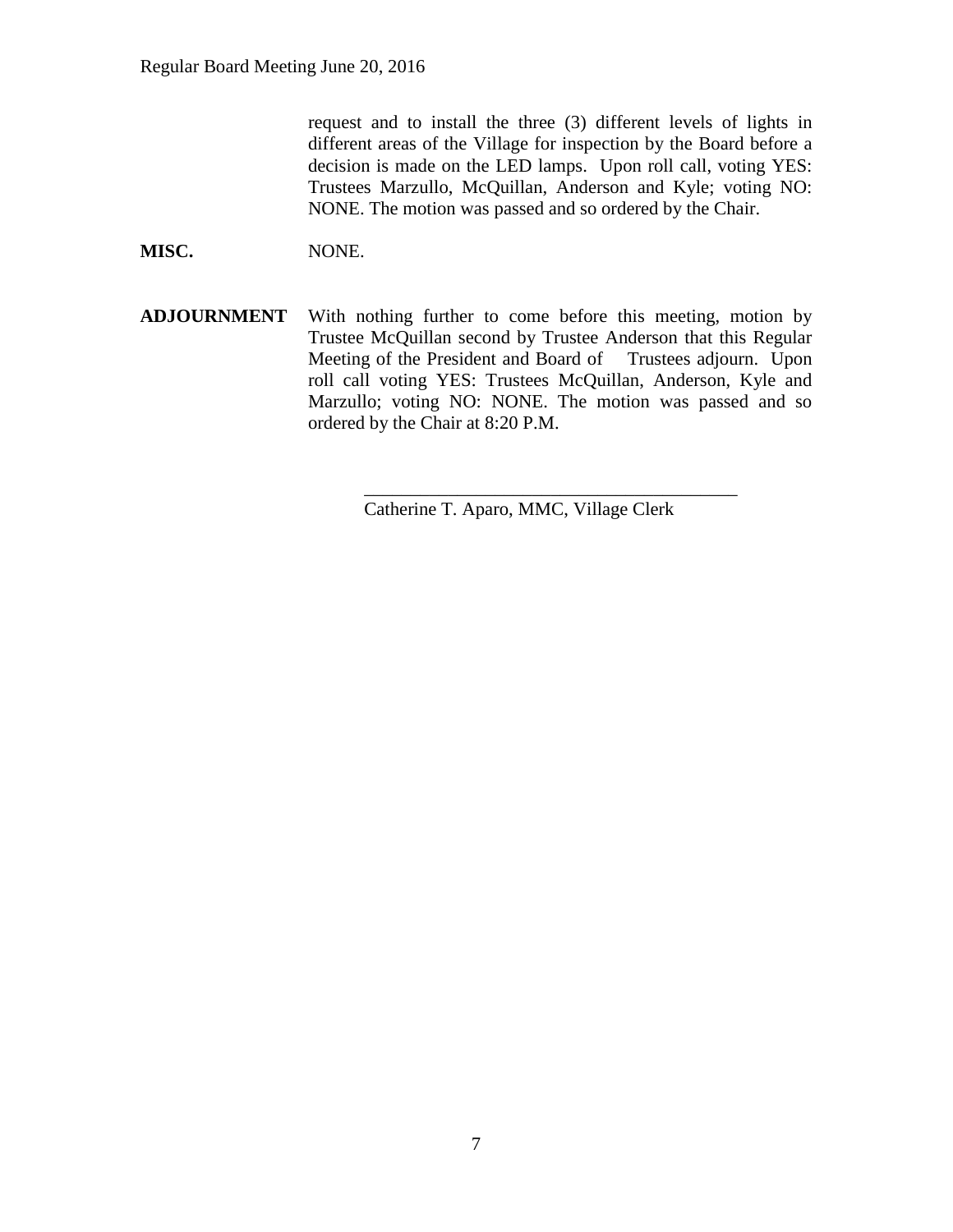request and to install the three (3) different levels of lights in different areas of the Village for inspection by the Board before a decision is made on the LED lamps. Upon roll call, voting YES: Trustees Marzullo, McQuillan, Anderson and Kyle; voting NO: NONE. The motion was passed and so ordered by the Chair.

**MISC.** NONE.

**ADJOURNMENT** With nothing further to come before this meeting, motion by Trustee McQuillan second by Trustee Anderson that this Regular Meeting of the President and Board of Trustees adjourn. Upon roll call voting YES: Trustees McQuillan, Anderson, Kyle and Marzullo; voting NO: NONE. The motion was passed and so ordered by the Chair at 8:20 P.M.

\_\_\_\_\_\_\_\_\_\_\_\_\_\_\_\_\_\_\_\_\_\_\_\_\_\_\_\_\_\_\_\_\_\_\_\_\_\_\_\_

Catherine T. Aparo, MMC, Village Clerk